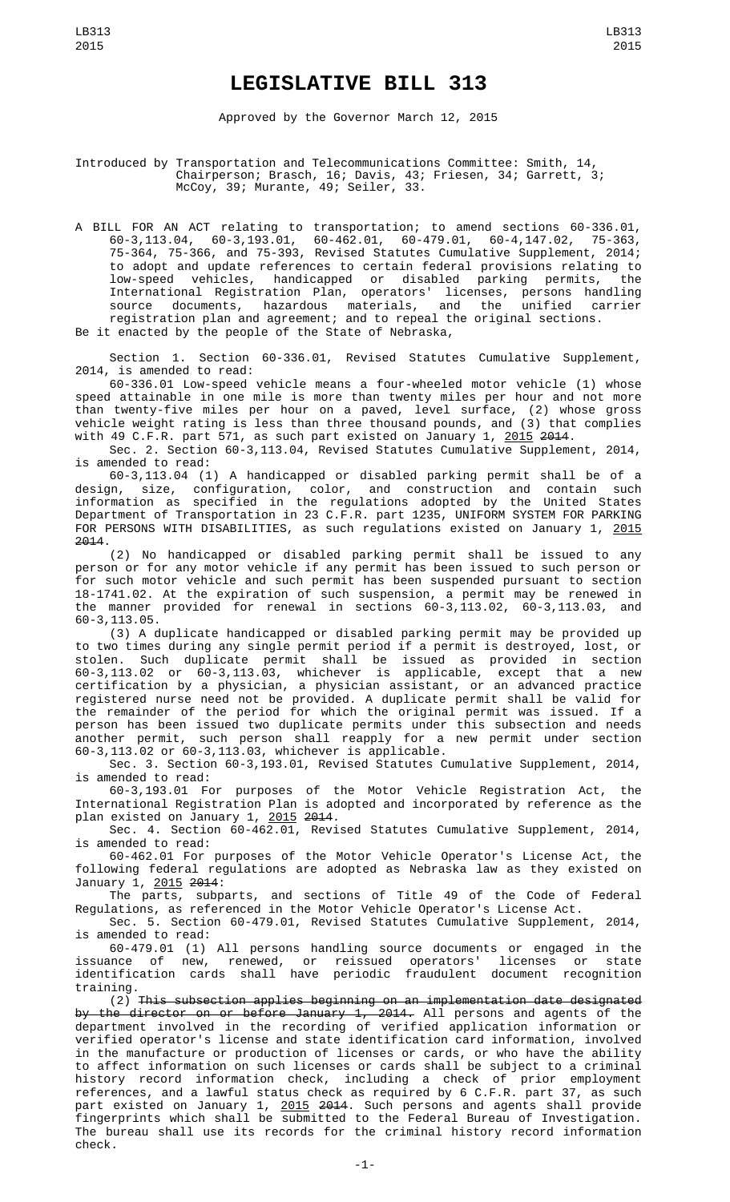# LEGISLATIVE BILL 313

Approved by the Governor March 12, 2015

Introduced by Transportation and Telecommunications Committee: Smith, 14, Chairperson; Brasch, 16; Davis, 43; Friesen, 34; Garrett, 3; McCoy, 39; Murante, 49; Seiler, 33.

A BILL FOR AN ACT relating to transportation; to amend sections 60-336.01, 60-3,113.04, 60-3,193.01, 60-462.01, 60-479.01, 60-4,147.02, 75-363, 75-364, 75-366, and 75-393, Revised Statutes Cumulative Supplement, 2014; to adopt and update references to certain federal provisions relating to low-speed vehicles, handicapped or disabled parking permits, the International Registration Plan, operators' licenses, persons handling source documents, hazardous materials, and the unified carrier registration plan and agreement; and to repeal the original sections.

Be it enacted by the people of the State of Nebraska,

Section 1. Section 60-336.01, Revised Statutes Cumulative Supplement, 2014, is amended to read:

60-336.01 Low-speed vehicle means a four-wheeled motor vehicle (1) whose speed attainable in one mile is more than twenty miles per hour and not more than twenty-five miles per hour on a paved, level surface, (2) whose gross vehicle weight rating is less than three thousand pounds, and (3) that complies with 49 C.F.R. part 571, as such part existed on January 1, 2015 ~~2014~~.

Sec. 2. Section 60-3,113.04, Revised Statutes Cumulative Supplement, 2014, is amended to read:

60-3,113.04 (1) A handicapped or disabled parking permit shall be of a design, size, configuration, color, and construction and contain such information as specified in the regulations adopted by the United States Department of Transportation in 23 C.F.R. part 1235, UNIFORM SYSTEM FOR PARKING FOR PERSONS WITH DISABILITIES, as such regulations existed on January 1, 2015 ~~2014~~.

(2) No handicapped or disabled parking permit shall be issued to any person or for any motor vehicle if any permit has been issued to such person or for such motor vehicle and such permit has been suspended pursuant to section 18-1741.02. At the expiration of such suspension, a permit may be renewed in the manner provided for renewal in sections 60-3,113.02, 60-3,113.03, and 60-3,113.05.

(3) A duplicate handicapped or disabled parking permit may be provided up to two times during any single permit period if a permit is destroyed, lost, or stolen. Such duplicate permit shall be issued as provided in section 60-3,113.02 or 60-3,113.03, whichever is applicable, except that a new certification by a physician, a physician assistant, or an advanced practice registered nurse need not be provided. A duplicate permit shall be valid for the remainder of the period for which the original permit was issued. If a person has been issued two duplicate permits under this subsection and needs another permit, such person shall reapply for a new permit under section 60-3,113.02 or 60-3,113.03, whichever is applicable.

Sec. 3. Section 60-3,193.01, Revised Statutes Cumulative Supplement, 2014, is amended to read:

60-3,193.01 For purposes of the Motor Vehicle Registration Act, the International Registration Plan is adopted and incorporated by reference as the plan existed on January 1, 2015 ~~2014~~.

Sec. 4. Section 60-462.01, Revised Statutes Cumulative Supplement, 2014, is amended to read:

60-462.01 For purposes of the Motor Vehicle Operator's License Act, the following federal regulations are adopted as Nebraska law as they existed on January 1, 2015 ~~2014~~:

The parts, subparts, and sections of Title 49 of the Code of Federal Regulations, as referenced in the Motor Vehicle Operator's License Act.

Sec. 5. Section 60-479.01, Revised Statutes Cumulative Supplement, 2014, is amended to read:

60-479.01 (1) All persons handling source documents or engaged in the issuance of new, renewed, or reissued operators' licenses or state identification cards shall have periodic fraudulent document recognition training.

(2) ~~This subsection applies beginning on an implementation date designated by the director on or before January 1, 2014.~~ All persons and agents of the department involved in the recording of verified application information or verified operator's license and state identification card information, involved in the manufacture or production of licenses or cards, or who have the ability to affect information on such licenses or cards shall be subject to a criminal history record information check, including a check of prior employment references, and a lawful status check as required by 6 C.F.R. part 37, as such part existed on January 1, 2015 ~~2014~~. Such persons and agents shall provide fingerprints which shall be submitted to the Federal Bureau of Investigation. The bureau shall use its records for the criminal history record information check.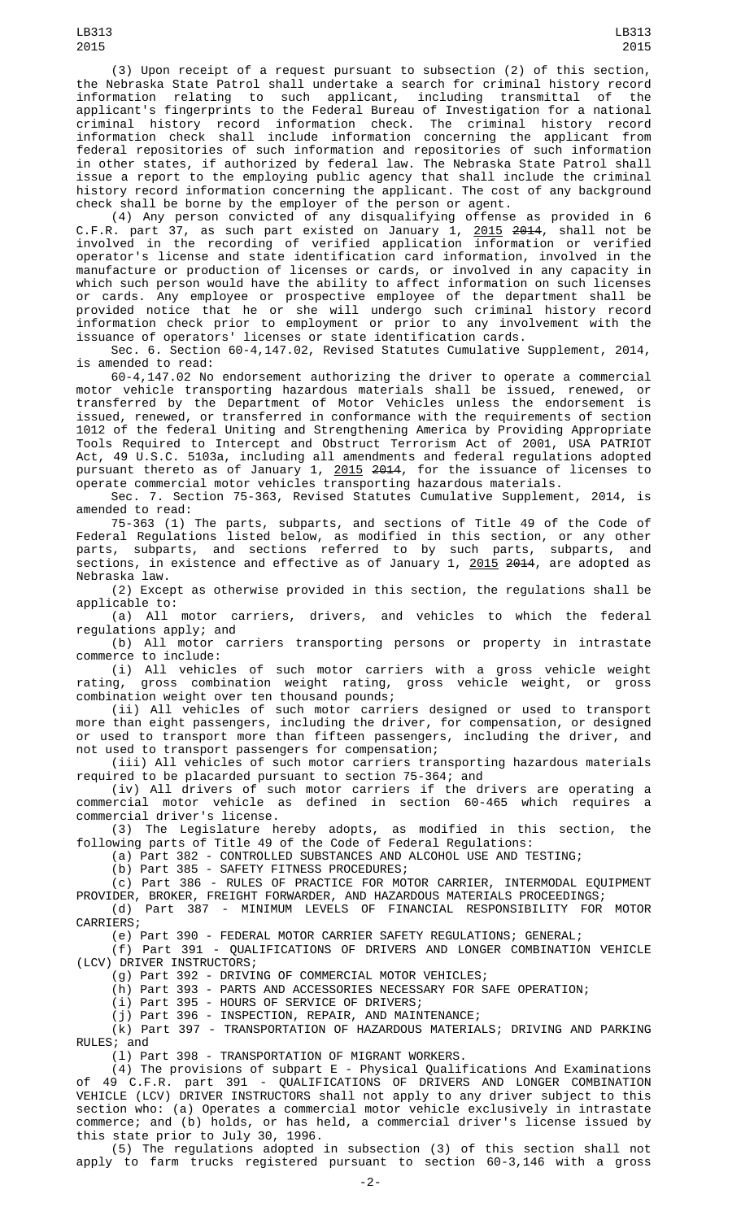(3) Upon receipt of a request pursuant to subsection (2) of this section, the Nebraska State Patrol shall undertake a search for criminal history record information relating to such applicant, including transmittal of the applicant's fingerprints to the Federal Bureau of Investigation for a national criminal history record information check. The criminal history record information check shall include information concerning the applicant from federal repositories of such information and repositories of such information in other states, if authorized by federal law. The Nebraska State Patrol shall issue a report to the employing public agency that shall include the criminal history record information concerning the applicant. The cost of any background check shall be borne by the employer of the person or agent.

(4) Any person convicted of any disqualifying offense as provided in 6 C.F.R. part 37, as such part existed on January 1, 2015 ~~2014~~, shall not be involved in the recording of verified application information or verified operator's license and state identification card information, involved in the manufacture or production of licenses or cards, or involved in any capacity in which such person would have the ability to affect information on such licenses or cards. Any employee or prospective employee of the department shall be provided notice that he or she will undergo such criminal history record information check prior to employment or prior to any involvement with the issuance of operators' licenses or state identification cards.

Sec. 6. Section 60-4,147.02, Revised Statutes Cumulative Supplement, 2014, is amended to read:

60-4,147.02 No endorsement authorizing the driver to operate a commercial motor vehicle transporting hazardous materials shall be issued, renewed, or transferred by the Department of Motor Vehicles unless the endorsement is issued, renewed, or transferred in conformance with the requirements of section 1012 of the federal Uniting and Strengthening America by Providing Appropriate Tools Required to Intercept and Obstruct Terrorism Act of 2001, USA PATRIOT Act, 49 U.S.C. 5103a, including all amendments and federal regulations adopted pursuant thereto as of January 1, 2015 ~~2014~~, for the issuance of licenses to operate commercial motor vehicles transporting hazardous materials.

Sec. 7. Section 75-363, Revised Statutes Cumulative Supplement, 2014, is amended to read:

75-363 (1) The parts, subparts, and sections of Title 49 of the Code of Federal Regulations listed below, as modified in this section, or any other parts, subparts, and sections referred to by such parts, subparts, and sections, in existence and effective as of January 1, 2015 ~~2014~~, are adopted as Nebraska law.

(2) Except as otherwise provided in this section, the regulations shall be applicable to:

(a) All motor carriers, drivers, and vehicles to which the federal regulations apply; and

(b) All motor carriers transporting persons or property in intrastate commerce to include:

(i) All vehicles of such motor carriers with a gross vehicle weight rating, gross combination weight rating, gross vehicle weight, or gross combination weight over ten thousand pounds;

(ii) All vehicles of such motor carriers designed or used to transport more than eight passengers, including the driver, for compensation, or designed or used to transport more than fifteen passengers, including the driver, and not used to transport passengers for compensation;

(iii) All vehicles of such motor carriers transporting hazardous materials required to be placarded pursuant to section 75-364; and

(iv) All drivers of such motor carriers if the drivers are operating a commercial motor vehicle as defined in section 60-465 which requires a commercial driver's license.

(3) The Legislature hereby adopts, as modified in this section, the following parts of Title 49 of the Code of Federal Regulations:

(a) Part 382 - CONTROLLED SUBSTANCES AND ALCOHOL USE AND TESTING;

(b) Part 385 - SAFETY FITNESS PROCEDURES;

(c) Part 386 - RULES OF PRACTICE FOR MOTOR CARRIER, INTERMODAL EQUIPMENT PROVIDER, BROKER, FREIGHT FORWARDER, AND HAZARDOUS MATERIALS PROCEEDINGS;

(d) Part 387 - MINIMUM LEVELS OF FINANCIAL RESPONSIBILITY FOR MOTOR CARRIERS;

(e) Part 390 - FEDERAL MOTOR CARRIER SAFETY REGULATIONS; GENERAL;

(f) Part 391 - QUALIFICATIONS OF DRIVERS AND LONGER COMBINATION VEHICLE (LCV) DRIVER INSTRUCTORS;

(g) Part 392 - DRIVING OF COMMERCIAL MOTOR VEHICLES;

(h) Part 393 - PARTS AND ACCESSORIES NECESSARY FOR SAFE OPERATION;

(i) Part 395 - HOURS OF SERVICE OF DRIVERS;

(j) Part 396 - INSPECTION, REPAIR, AND MAINTENANCE;

(k) Part 397 - TRANSPORTATION OF HAZARDOUS MATERIALS; DRIVING AND PARKING RULES; and

(l) Part 398 - TRANSPORTATION OF MIGRANT WORKERS.

(4) The provisions of subpart E - Physical Qualifications And Examinations of 49 C.F.R. part 391 - QUALIFICATIONS OF DRIVERS AND LONGER COMBINATION VEHICLE (LCV) DRIVER INSTRUCTORS shall not apply to any driver subject to this section who: (a) Operates a commercial motor vehicle exclusively in intrastate commerce; and (b) holds, or has held, a commercial driver's license issued by this state prior to July 30, 1996.

(5) The regulations adopted in subsection (3) of this section shall not apply to farm trucks registered pursuant to section 60-3,146 with a gross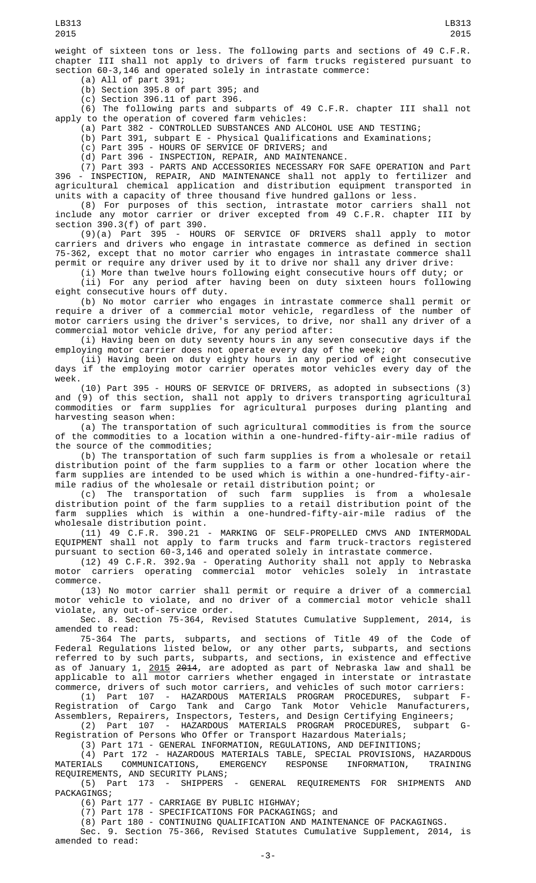weight of sixteen tons or less. The following parts and sections of 49 C.F.R. chapter III shall not apply to drivers of farm trucks registered pursuant to section 60-3,146 and operated solely in intrastate commerce:

(a) All of part 391;

(b) Section 395.8 of part 395; and

(c) Section 396.11 of part 396.

(6) The following parts and subparts of 49 C.F.R. chapter III shall not apply to the operation of covered farm vehicles:

(a) Part 382 - CONTROLLED SUBSTANCES AND ALCOHOL USE AND TESTING;

(b) Part 391, subpart E - Physical Qualifications and Examinations;

(c) Part 395 - HOURS OF SERVICE OF DRIVERS; and

(d) Part 396 - INSPECTION, REPAIR, AND MAINTENANCE.

(7) Part 393 - PARTS AND ACCESSORIES NECESSARY FOR SAFE OPERATION and Part 396 - INSPECTION, REPAIR, AND MAINTENANCE shall not apply to fertilizer and agricultural chemical application and distribution equipment transported in units with a capacity of three thousand five hundred gallons or less.

(8) For purposes of this section, intrastate motor carriers shall not include any motor carrier or driver excepted from 49 C.F.R. chapter III by section 390.3(f) of part 390.

(9)(a) Part 395 - HOURS OF SERVICE OF DRIVERS shall apply to motor carriers and drivers who engage in intrastate commerce as defined in section 75-362, except that no motor carrier who engages in intrastate commerce shall permit or require any driver used by it to drive nor shall any driver drive:

(i) More than twelve hours following eight consecutive hours off duty; or

(ii) For any period after having been on duty sixteen hours following eight consecutive hours off duty.

(b) No motor carrier who engages in intrastate commerce shall permit or require a driver of a commercial motor vehicle, regardless of the number of motor carriers using the driver's services, to drive, nor shall any driver of a commercial motor vehicle drive, for any period after:

(i) Having been on duty seventy hours in any seven consecutive days if the employing motor carrier does not operate every day of the week; or

(ii) Having been on duty eighty hours in any period of eight consecutive days if the employing motor carrier operates motor vehicles every day of the week.

(10) Part 395 - HOURS OF SERVICE OF DRIVERS, as adopted in subsections (3) and (9) of this section, shall not apply to drivers transporting agricultural commodities or farm supplies for agricultural purposes during planting and harvesting season when:

(a) The transportation of such agricultural commodities is from the source of the commodities to a location within a one-hundred-fifty-air-mile radius of the source of the commodities;

(b) The transportation of such farm supplies is from a wholesale or retail distribution point of the farm supplies to a farm or other location where the farm supplies are intended to be used which is within a one-hundred-fifty-air-mile radius of the wholesale or retail distribution point; or

(c) The transportation of such farm supplies is from a wholesale distribution point of the farm supplies to a retail distribution point of the farm supplies which is within a one-hundred-fifty-air-mile radius of the wholesale distribution point.

(11) 49 C.F.R. 390.21 - MARKING OF SELF-PROPELLED CMVS AND INTERMODAL EQUIPMENT shall not apply to farm trucks and farm truck-tractors registered pursuant to section 60-3,146 and operated solely in intrastate commerce.

(12) 49 C.F.R. 392.9a - Operating Authority shall not apply to Nebraska motor carriers operating commercial motor vehicles solely in intrastate commerce.

(13) No motor carrier shall permit or require a driver of a commercial motor vehicle to violate, and no driver of a commercial motor vehicle shall violate, any out-of-service order.

Sec. 8. Section 75-364, Revised Statutes Cumulative Supplement, 2014, is amended to read:

75-364 The parts, subparts, and sections of Title 49 of the Code of Federal Regulations listed below, or any other parts, subparts, and sections referred to by such parts, subparts, and sections, in existence and effective as of January 1, <u>2015</u> ~~2014~~, are adopted as part of Nebraska law and shall be applicable to all motor carriers whether engaged in interstate or intrastate commerce, drivers of such motor carriers, and vehicles of such motor carriers:

(1) Part 107 - HAZARDOUS MATERIALS PROGRAM PROCEDURES, subpart F-Registration of Cargo Tank and Cargo Tank Motor Vehicle Manufacturers, Assemblers, Repairers, Inspectors, Testers, and Design Certifying Engineers;

(2) Part 107 - HAZARDOUS MATERIALS PROGRAM PROCEDURES, subpart G-Registration of Persons Who Offer or Transport Hazardous Materials;

(3) Part 171 - GENERAL INFORMATION, REGULATIONS, AND DEFINITIONS;

(4) Part 172 - HAZARDOUS MATERIALS TABLE, SPECIAL PROVISIONS, HAZARDOUS MATERIALS COMMUNICATIONS, EMERGENCY RESPONSE INFORMATION, TRAINING REQUIREMENTS, AND SECURITY PLANS;

(5) Part 173 - SHIPPERS - GENERAL REQUIREMENTS FOR SHIPMENTS AND PACKAGINGS;

(6) Part 177 - CARRIAGE BY PUBLIC HIGHWAY;

(7) Part 178 - SPECIFICATIONS FOR PACKAGINGS; and

(8) Part 180 - CONTINUING QUALIFICATION AND MAINTENANCE OF PACKAGINGS.

Sec. 9. Section 75-366, Revised Statutes Cumulative Supplement, 2014, is amended to read: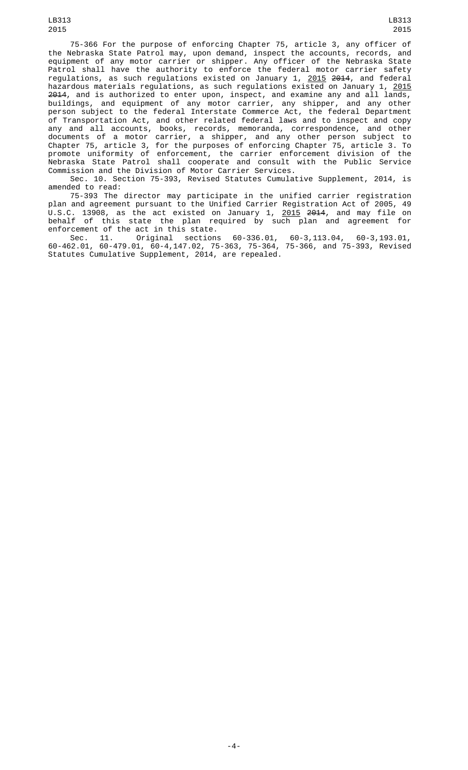75-366 For the purpose of enforcing Chapter 75, article 3, any officer of the Nebraska State Patrol may, upon demand, inspect the accounts, records, and equipment of any motor carrier or shipper. Any officer of the Nebraska State Patrol shall have the authority to enforce the federal motor carrier safety regulations, as such regulations existed on January 1, <u>2015</u> ~~2014~~, and federal hazardous materials regulations, as such regulations existed on January 1, <u>2015</u> ~~2014~~, and is authorized to enter upon, inspect, and examine any and all lands, buildings, and equipment of any motor carrier, any shipper, and any other person subject to the federal Interstate Commerce Act, the federal Department of Transportation Act, and other related federal laws and to inspect and copy any and all accounts, books, records, memoranda, correspondence, and other documents of a motor carrier, a shipper, and any other person subject to Chapter 75, article 3, for the purposes of enforcing Chapter 75, article 3. To promote uniformity of enforcement, the carrier enforcement division of the Nebraska State Patrol shall cooperate and consult with the Public Service Commission and the Division of Motor Carrier Services.

Sec. 10. Section 75-393, Revised Statutes Cumulative Supplement, 2014, is amended to read:

75-393 The director may participate in the unified carrier registration plan and agreement pursuant to the Unified Carrier Registration Act of 2005, 49 U.S.C. 13908, as the act existed on January 1, <u>2015</u> ~~2014~~, and may file on behalf of this state the plan required by such plan and agreement for enforcement of the act in this state.

Sec. 11. Original sections 60-336.01, 60-3,113.04, 60-3,193.01, 60-462.01, 60-479.01, 60-4,147.02, 75-363, 75-364, 75-366, and 75-393, Revised Statutes Cumulative Supplement, 2014, are repealed.